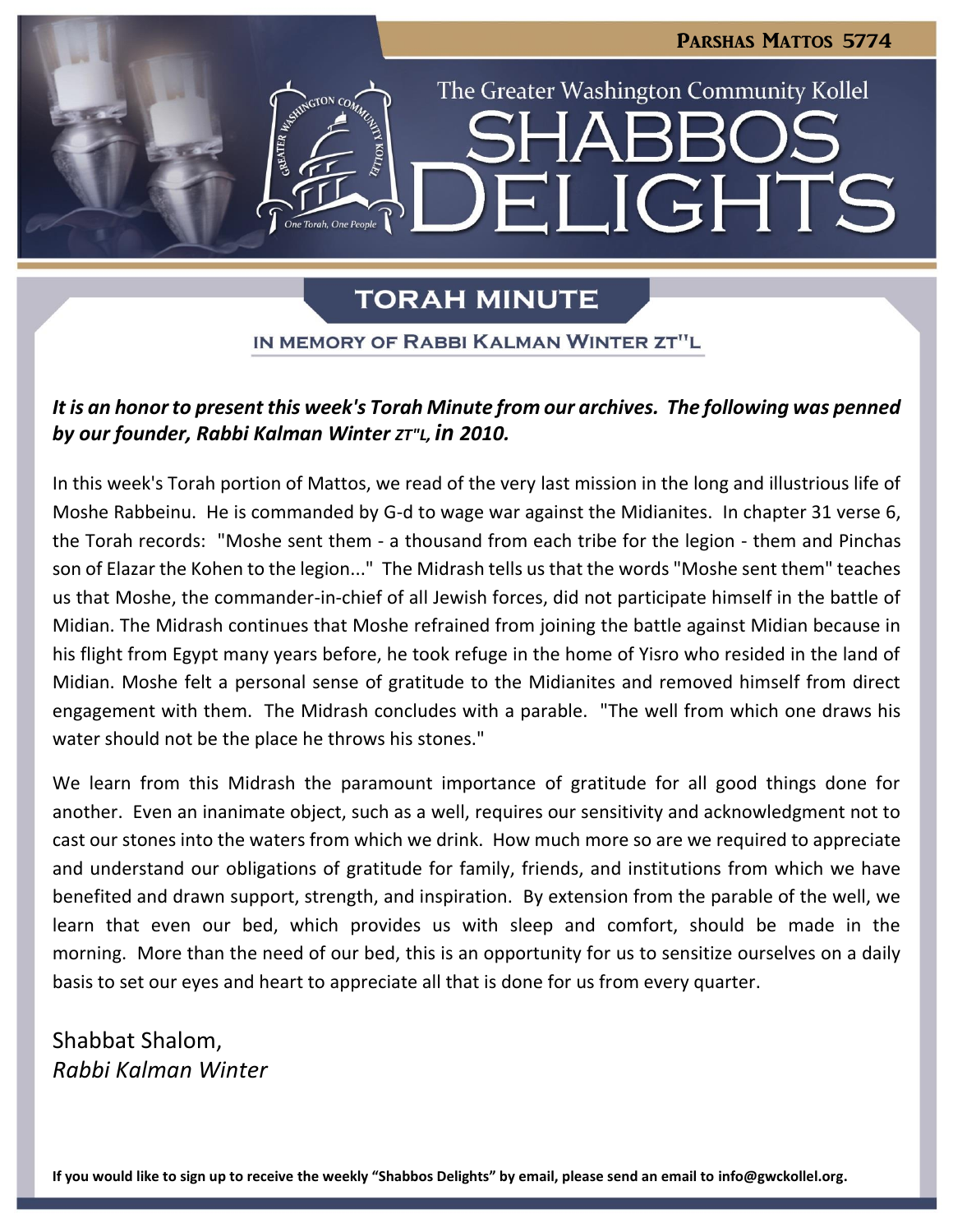Parshas Mattos 5774

The Greater Washington Community Kollel

# Shabbos Delights

## Torah Minute

### In Memory of Rabbi Kalman Winter zt"l

***It is an honor to present this week's Torah Minute from our archives. The following was penned by our founder, Rabbi Kalman Winter*** *zt"l,* ***in 2010.***

In this week's Torah portion of Mattos, we read of the very last mission in the long and illustrious life of Moshe Rabbeinu. He is commanded by G-d to wage war against the Midianites. In chapter 31 verse 6, the Torah records: "Moshe sent them - a thousand from each tribe for the legion - them and Pinchas son of Elazar the Kohen to the legion..." The Midrash tells us that the words "Moshe sent them" teaches us that Moshe, the commander-in-chief of all Jewish forces, did not participate himself in the battle of Midian. The Midrash continues that Moshe refrained from joining the battle against Midian because in his flight from Egypt many years before, he took refuge in the home of Yisro who resided in the land of Midian. Moshe felt a personal sense of gratitude to the Midianites and removed himself from direct engagement with them. The Midrash concludes with a parable. "The well from which one draws his water should not be the place he throws his stones."

We learn from this Midrash the paramount importance of gratitude for all good things done for another. Even an inanimate object, such as a well, requires our sensitivity and acknowledgment not to cast our stones into the waters from which we drink. How much more so are we required to appreciate and understand our obligations of gratitude for family, friends, and institutions from which we have benefited and drawn support, strength, and inspiration. By extension from the parable of the well, we learn that even our bed, which provides us with sleep and comfort, should be made in the morning. More than the need of our bed, this is an opportunity for us to sensitize ourselves on a daily basis to set our eyes and heart to appreciate all that is done for us from every quarter.

Shabbat Shalom,
*Rabbi Kalman Winter*

**If you would like to sign up to receive the weekly "Shabbos Delights" by email, please send an email to info@gwckollel.org.**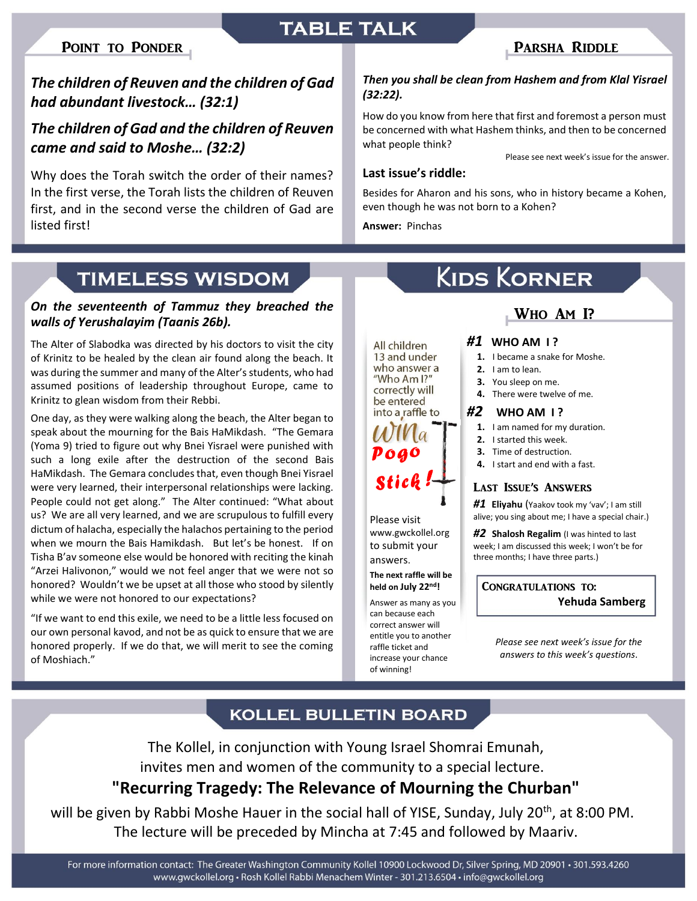# TABLE TALK

## Point to Ponder

***The children of Reuven and the children of Gad had abundant livestock… (32:1)***

***The children of Gad and the children of Reuven came and said to Moshe… (32:2)***

Why does the Torah switch the order of their names? In the first verse, the Torah lists the children of Reuven first, and in the second verse the children of Gad are listed first!

## Parsha Riddle

***Then you shall be clean from Hashem and from Klal Yisrael (32:22).***

How do you know from here that first and foremost a person must be concerned with what Hashem thinks, and then to be concerned what people think?

Please see next week's issue for the answer.

**Last issue's riddle:**

Besides for Aharon and his sons, who in history became a Kohen, even though he was not born to a Kohen?

**Answer:** Pinchas

# TIMELESS WISDOM

***On the seventeenth of Tammuz they breached the walls of Yerushalayim (Taanis 26b).***

The Alter of Slabodka was directed by his doctors to visit the city of Krinitz to be healed by the clean air found along the beach. It was during the summer and many of the Alter's students, who had assumed positions of leadership throughout Europe, came to Krinitz to glean wisdom from their Rebbi.

One day, as they were walking along the beach, the Alter began to speak about the mourning for the Bais HaMikdash. "The Gemara (Yoma 9) tried to figure out why Bnei Yisrael were punished with such a long exile after the destruction of the second Bais HaMikdash. The Gemara concludes that, even though Bnei Yisrael were very learned, their interpersonal relationships were lacking. People could not get along." The Alter continued: "What about us? We are all very learned, and we are scrupulous to fulfill every dictum of halacha, especially the halachos pertaining to the period when we mourn the Bais Hamikdash. But let's be honest. If on Tisha B'av someone else would be honored with reciting the kinah "Arzei Halivonon," would we not feel anger that we were not so honored? Wouldn't we be upset at all those who stood by silently while we were not honored to our expectations?

"If we want to end this exile, we need to be a little less focused on our own personal kavod, and not be as quick to ensure that we are honored properly. If we do that, we will merit to see the coming of Moshiach."

# KIDS KORNER

All children 13 and under who answer a "Who Am I?" correctly will be entered into a raffle to **Win a Pogo Stick!**

Please visit www.gwckollel.org to submit your answers.

**The next raffle will be held on July 22nd!**

Answer as many as you can because each correct answer will entitle you to another raffle ticket and increase your chance of winning!

## Who Am I?

**#1 WHO AM I ?**

1. I became a snake for Moshe.
2. I am to lean.
3. You sleep on me.
4. There were twelve of me.

**#2 WHO AM I ?**

1. I am named for my duration.
2. I started this week.
3. Time of destruction.
4. I start and end with a fast.

## Last Issue's Answers

**#1 Eliyahu** (Yaakov took my 'vav'; I am still alive; you sing about me; I have a special chair.)

**#2 Shalosh Regalim** (I was hinted to last week; I am discussed this week; I won't be for three months; I have three parts.)

**Congratulations to:** **Yehuda Samberg**

*Please see next week's issue for the answers to this week's questions.*

# KOLLEL BULLETIN BOARD

The Kollel, in conjunction with Young Israel Shomrai Emunah, invites men and women of the community to a special lecture.

**"Recurring Tragedy: The Relevance of Mourning the Churban"**

will be given by Rabbi Moshe Hauer in the social hall of YISE, Sunday, July 20th, at 8:00 PM. The lecture will be preceded by Mincha at 7:45 and followed by Maariv.

For more information contact: The Greater Washington Community Kollel 10900 Lockwood Dr, Silver Spring, MD 20901 • 301.593.4260
www.gwckollel.org • Rosh Kollel Rabbi Menachem Winter - 301.213.6504 • info@gwckollel.org